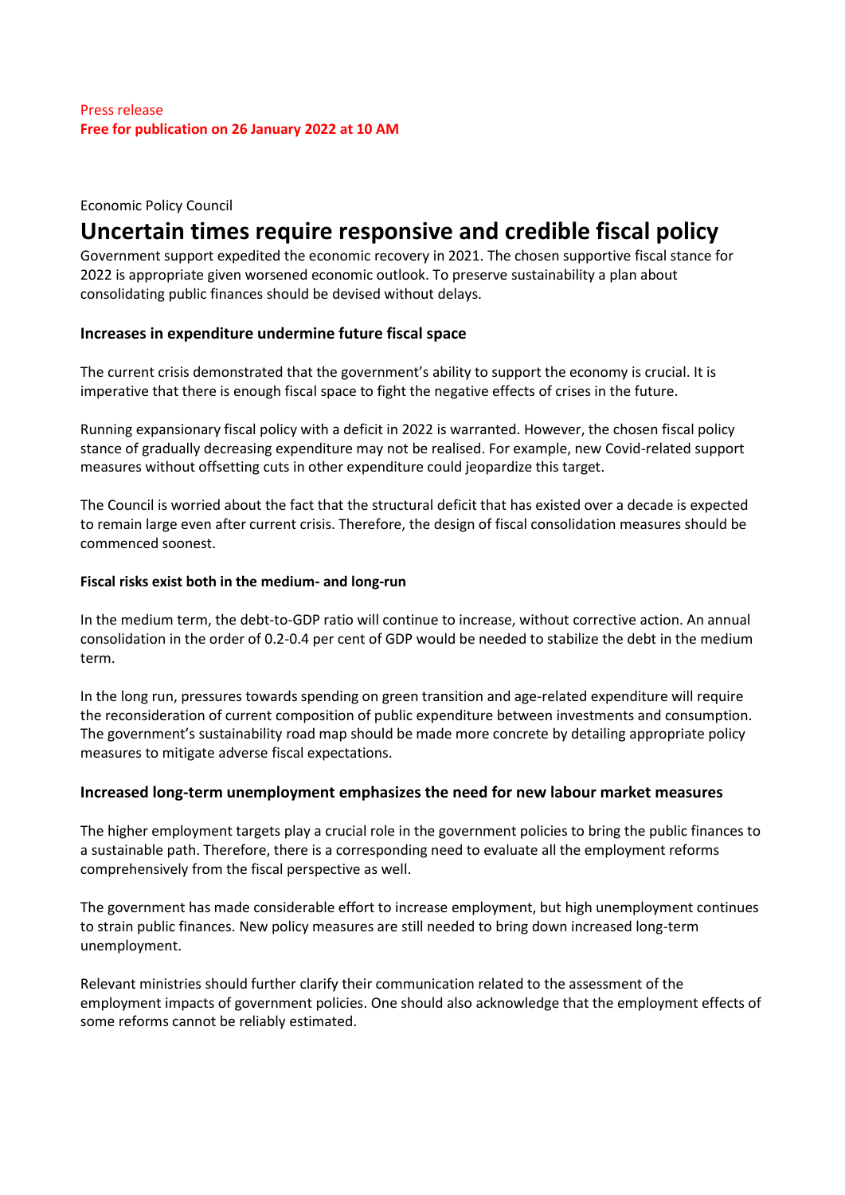Press release
**Free for publication on 26 January 2022 at 10 AM**

Economic Policy Council

# Uncertain times require responsive and credible fiscal policy

Government support expedited the economic recovery in 2021. The chosen supportive fiscal stance for 2022 is appropriate given worsened economic outlook. To preserve sustainability a plan about consolidating public finances should be devised without delays.

## Increases in expenditure undermine future fiscal space

The current crisis demonstrated that the government's ability to support the economy is crucial. It is imperative that there is enough fiscal space to fight the negative effects of crises in the future.

Running expansionary fiscal policy with a deficit in 2022 is warranted. However, the chosen fiscal policy stance of gradually decreasing expenditure may not be realised. For example, new Covid-related support measures without offsetting cuts in other expenditure could jeopardize this target.

The Council is worried about the fact that the structural deficit that has existed over a decade is expected to remain large even after current crisis. Therefore, the design of fiscal consolidation measures should be commenced soonest.

### Fiscal risks exist both in the medium- and long-run

In the medium term, the debt-to-GDP ratio will continue to increase, without corrective action. An annual consolidation in the order of 0.2-0.4 per cent of GDP would be needed to stabilize the debt in the medium term.

In the long run, pressures towards spending on green transition and age-related expenditure will require the reconsideration of current composition of public expenditure between investments and consumption. The government's sustainability road map should be made more concrete by detailing appropriate policy measures to mitigate adverse fiscal expectations.

## Increased long-term unemployment emphasizes the need for new labour market measures

The higher employment targets play a crucial role in the government policies to bring the public finances to a sustainable path. Therefore, there is a corresponding need to evaluate all the employment reforms comprehensively from the fiscal perspective as well.

The government has made considerable effort to increase employment, but high unemployment continues to strain public finances. New policy measures are still needed to bring down increased long-term unemployment.

Relevant ministries should further clarify their communication related to the assessment of the employment impacts of government policies. One should also acknowledge that the employment effects of some reforms cannot be reliably estimated.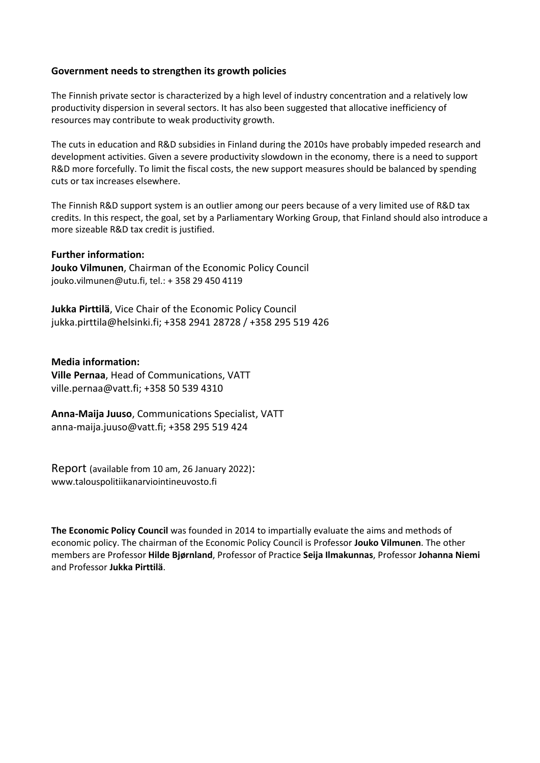**Government needs to strengthen its growth policies**

The Finnish private sector is characterized by a high level of industry concentration and a relatively low productivity dispersion in several sectors. It has also been suggested that allocative inefficiency of resources may contribute to weak productivity growth.

The cuts in education and R&D subsidies in Finland during the 2010s have probably impeded research and development activities. Given a severe productivity slowdown in the economy, there is a need to support R&D more forcefully. To limit the fiscal costs, the new support measures should be balanced by spending cuts or tax increases elsewhere.

The Finnish R&D support system is an outlier among our peers because of a very limited use of R&D tax credits. In this respect, the goal, set by a Parliamentary Working Group, that Finland should also introduce a more sizeable R&D tax credit is justified.

**Further information:**
**Jouko Vilmunen**, Chairman of the Economic Policy Council
jouko.vilmunen@utu.fi, tel.: + 358 29 450 4119

**Jukka Pirttilä**, Vice Chair of the Economic Policy Council
jukka.pirttila@helsinki.fi; +358 2941 28728 / +358 295 519 426

**Media information:**
**Ville Pernaa**, Head of Communications, VATT
ville.pernaa@vatt.fi; +358 50 539 4310

**Anna-Maija Juuso**, Communications Specialist, VATT
anna-maija.juuso@vatt.fi; +358 295 519 424

Report (available from 10 am, 26 January 2022):
www.talouspolitiikanarviointineuvosto.fi

**The Economic Policy Council** was founded in 2014 to impartially evaluate the aims and methods of economic policy. The chairman of the Economic Policy Council is Professor **Jouko Vilmunen**. The other members are Professor **Hilde Bjørnland**, Professor of Practice **Seija Ilmakunnas**, Professor **Johanna Niemi** and Professor **Jukka Pirttilä**.